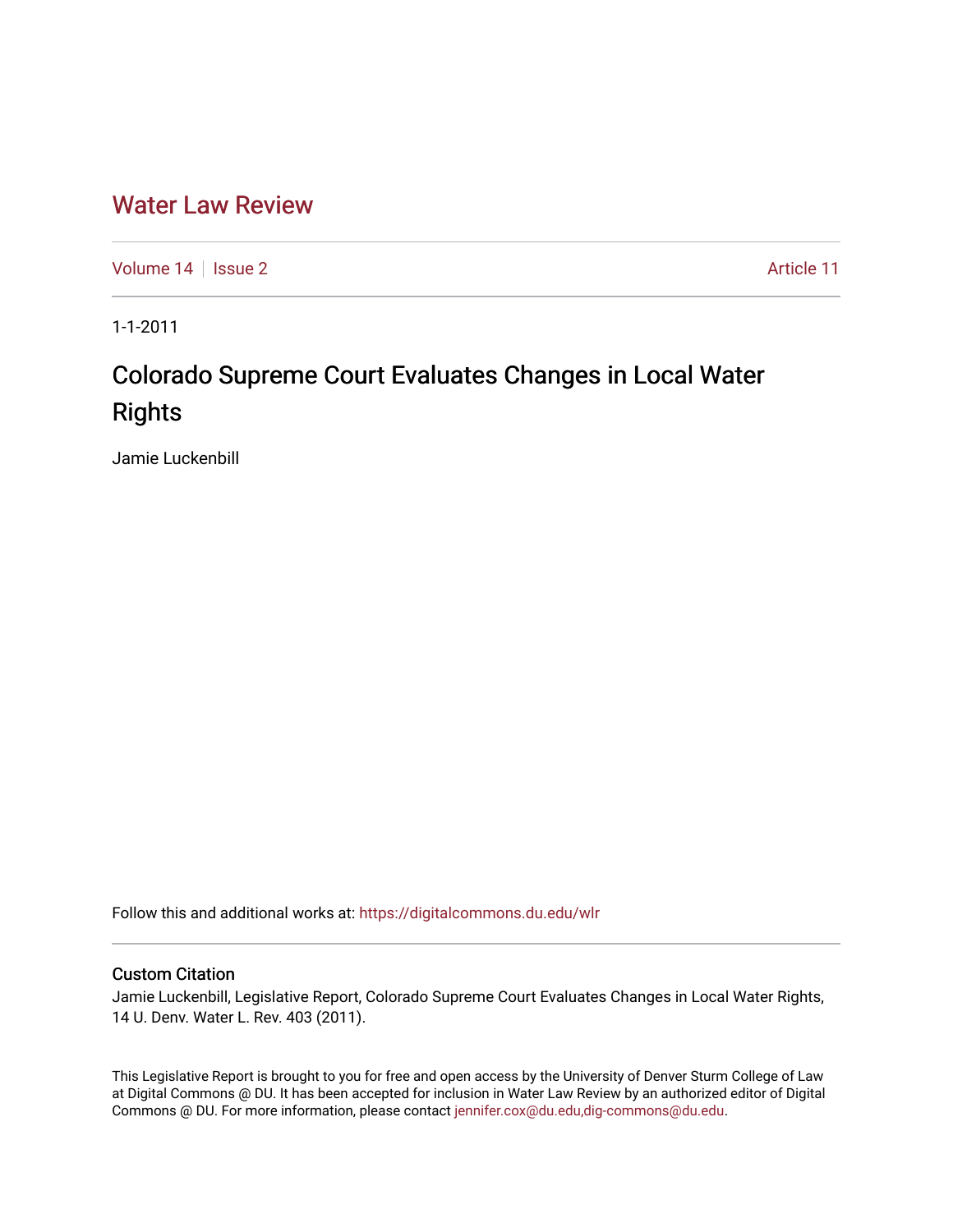# Water Law Review

Volume 14 | Issue 2 | Article 11

1-1-2011

## Colorado Supreme Court Evaluates Changes in Local Water Rights

Jamie Luckenbill

Follow this and additional works at: https://digitalcommons.du.edu/wlr

### Custom Citation

Jamie Luckenbill, Legislative Report, Colorado Supreme Court Evaluates Changes in Local Water Rights, 14 U. Denv. Water L. Rev. 403 (2011).

This Legislative Report is brought to you for free and open access by the University of Denver Sturm College of Law at Digital Commons @ DU. It has been accepted for inclusion in Water Law Review by an authorized editor of Digital Commons @ DU. For more information, please contact jennifer.cox@du.edu,dig-commons@du.edu.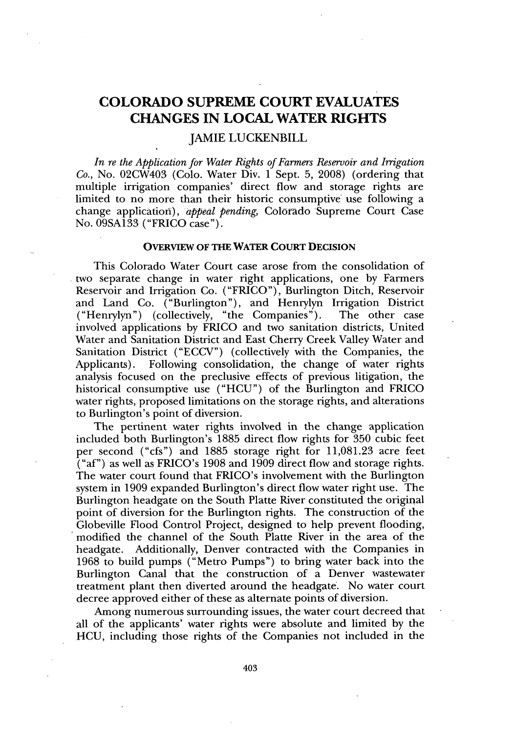# COLORADO SUPREME COURT EVALUATES CHANGES IN LOCAL WATER RIGHTS

JAMIE LUCKENBILL

*In re the Application for Water Rights of Farmers Reservoir and Irrigation Co.*, No. 02CW403 (Colo. Water Div. 1 Sept. 5, 2008) (ordering that multiple irrigation companies' direct flow and storage rights are limited to no more than their historic consumptive use following a change application), *appeal pending*, Colorado Supreme Court Case No. 09SA133 ("FRICO case").

### OVERVIEW OF THE WATER COURT DECISION

This Colorado Water Court case arose from the consolidation of two separate change in water right applications, one by Farmers Reservoir and Irrigation Co. ("FRICO"), Burlington Ditch, Reservoir and Land Co. ("Burlington"), and Henrylyn Irrigation District ("Henrylyn") (collectively, "the Companies"). The other case involved applications by FRICO and two sanitation districts, United Water and Sanitation District and East Cherry Creek Valley Water and Sanitation District ("ECCV") (collectively with the Companies, the Applicants). Following consolidation, the change of water rights analysis focused on the preclusive effects of previous litigation, the historical consumptive use ("HCU") of the Burlington and FRICO water rights, proposed limitations on the storage rights, and alterations to Burlington's point of diversion.

The pertinent water rights involved in the change application included both Burlington's 1885 direct flow rights for 350 cubic feet per second ("cfs") and 1885 storage right for 11,081.23 acre feet ("af") as well as FRICO's 1908 and 1909 direct flow and storage rights. The water court found that FRICO's involvement with the Burlington system in 1909 expanded Burlington's direct flow water right use. The Burlington headgate on the South Platte River constituted the original point of diversion for the Burlington rights. The construction of the Globeville Flood Control Project, designed to help prevent flooding, modified the channel of the South Platte River in the area of the headgate. Additionally, Denver contracted with the Companies in 1968 to build pumps ("Metro Pumps") to bring water back into the Burlington Canal that the construction of a Denver wastewater treatment plant then diverted around the headgate. No water court decree approved either of these as alternate points of diversion.

Among numerous surrounding issues, the water court decreed that all of the applicants' water rights were absolute and limited by the HCU, including those rights of the Companies not included in the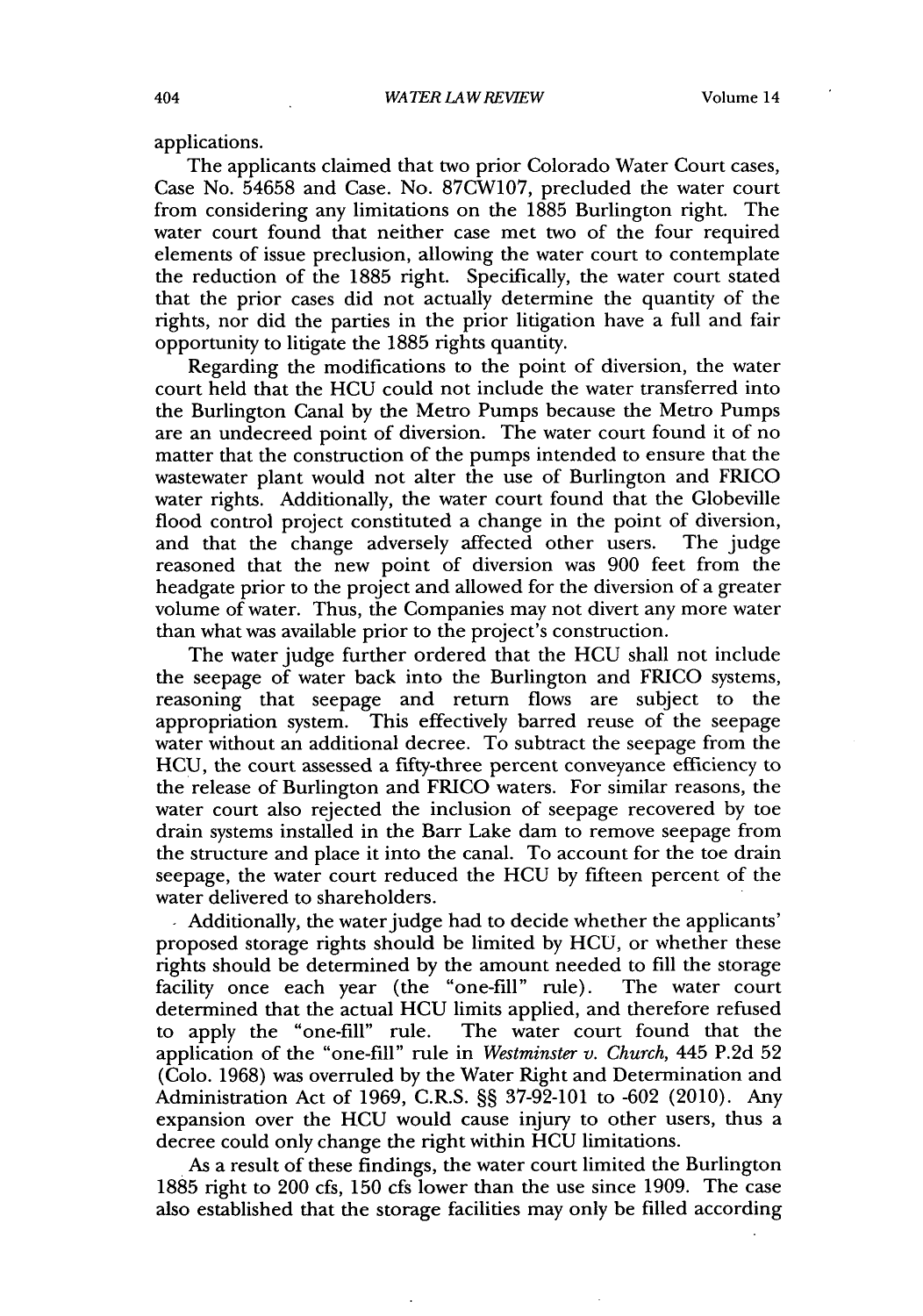applications.

The applicants claimed that two prior Colorado Water Court cases, Case No. 54658 and Case. No. 87CW107, precluded the water court from considering any limitations on the 1885 Burlington right. The water court found that neither case met two of the four required elements of issue preclusion, allowing the water court to contemplate the reduction of the 1885 right. Specifically, the water court stated that the prior cases did not actually determine the quantity of the rights, nor did the parties in the prior litigation have a full and fair opportunity to litigate the 1885 rights quantity.

Regarding the modifications to the point of diversion, the water court held that the HCU could not include the water transferred into the Burlington Canal by the Metro Pumps because the Metro Pumps are an undecreed point of diversion. The water court found it of no matter that the construction of the pumps intended to ensure that the wastewater plant would not alter the use of Burlington and FRICO water rights. Additionally, the water court found that the Globeville flood control project constituted a change in the point of diversion, and that the change adversely affected other users. The judge reasoned that the new point of diversion was 900 feet from the headgate prior to the project and allowed for the diversion of a greater volume of water. Thus, the Companies may not divert any more water than what was available prior to the project's construction.

The water judge further ordered that the HCU shall not include the seepage of water back into the Burlington and FRICO systems, reasoning that seepage and return flows are subject to the appropriation system. This effectively barred reuse of the seepage water without an additional decree. To subtract the seepage from the HCU, the court assessed a fifty-three percent conveyance efficiency to the release of Burlington and FRICO waters. For similar reasons, the water court also rejected the inclusion of seepage recovered by toe drain systems installed in the Barr Lake dam to remove seepage from the structure and place it into the canal. To account for the toe drain seepage, the water court reduced the HCU by fifteen percent of the water delivered to shareholders.

Additionally, the water judge had to decide whether the applicants' proposed storage rights should be limited by HCU, or whether these rights should be determined by the amount needed to fill the storage facility once each year (the "one-fill" rule). The water court determined that the actual HCU limits applied, and therefore refused to apply the "one-fill" rule. The water court found that the application of the "one-fill" rule in *Westminster v. Church*, 445 P.2d 52 (Colo. 1968) was overruled by the Water Right and Determination and Administration Act of 1969, C.R.S. §§ 37-92-101 to -602 (2010). Any expansion over the HCU would cause injury to other users, thus a decree could only change the right within HCU limitations.

As a result of these findings, the water court limited the Burlington 1885 right to 200 cfs, 150 cfs lower than the use since 1909. The case also established that the storage facilities may only be filled according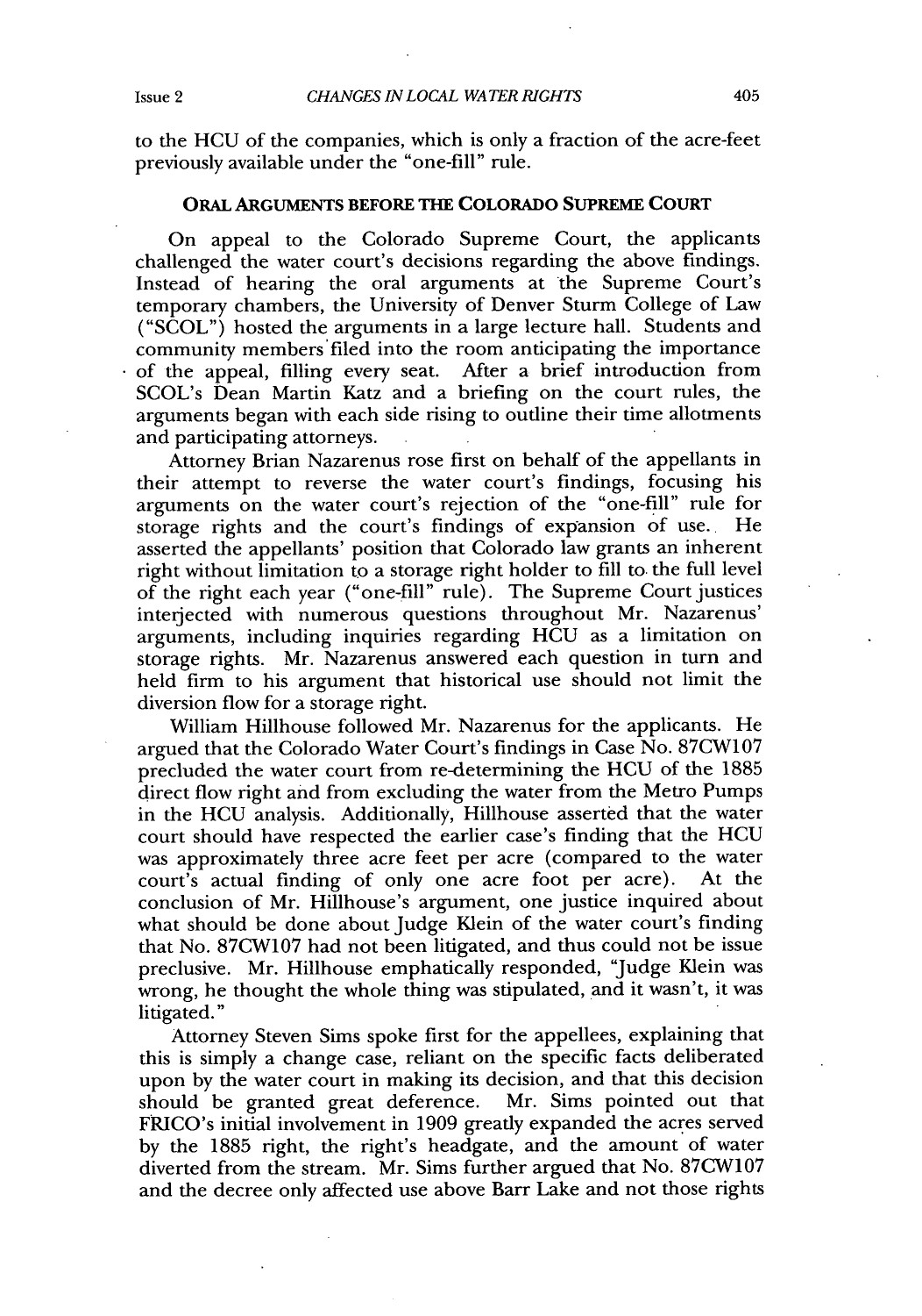to the HCU of the companies, which is only a fraction of the acre-feet previously available under the "one-fill" rule.

## ORAL ARGUMENTS BEFORE THE COLORADO SUPREME COURT

On appeal to the Colorado Supreme Court, the applicants challenged the water court's decisions regarding the above findings. Instead of hearing the oral arguments at the Supreme Court's temporary chambers, the University of Denver Sturm College of Law ("SCOL") hosted the arguments in a large lecture hall. Students and community members filed into the room anticipating the importance of the appeal, filling every seat. After a brief introduction from SCOL's Dean Martin Katz and a briefing on the court rules, the arguments began with each side rising to outline their time allotments and participating attorneys.

Attorney Brian Nazarenus rose first on behalf of the appellants in their attempt to reverse the water court's findings, focusing his arguments on the water court's rejection of the "one-fill" rule for storage rights and the court's findings of expansion of use. He asserted the appellants' position that Colorado law grants an inherent right without limitation to a storage right holder to fill to the full level of the right each year ("one-fill" rule). The Supreme Court justices interjected with numerous questions throughout Mr. Nazarenus' arguments, including inquiries regarding HCU as a limitation on storage rights. Mr. Nazarenus answered each question in turn and held firm to his argument that historical use should not limit the diversion flow for a storage right.

William Hillhouse followed Mr. Nazarenus for the applicants. He argued that the Colorado Water Court's findings in Case No. 87CW107 precluded the water court from re-determining the HCU of the 1885 direct flow right and from excluding the water from the Metro Pumps in the HCU analysis. Additionally, Hillhouse asserted that the water court should have respected the earlier case's finding that the HCU was approximately three acre feet per acre (compared to the water court's actual finding of only one acre foot per acre). At the conclusion of Mr. Hillhouse's argument, one justice inquired about what should be done about Judge Klein of the water court's finding that No. 87CW107 had not been litigated, and thus could not be issue preclusive. Mr. Hillhouse emphatically responded, "Judge Klein was wrong, he thought the whole thing was stipulated, and it wasn't, it was litigated."

Attorney Steven Sims spoke first for the appellees, explaining that this is simply a change case, reliant on the specific facts deliberated upon by the water court in making its decision, and that this decision should be granted great deference. Mr. Sims pointed out that FRICO's initial involvement in 1909 greatly expanded the acres served by the 1885 right, the right's headgate, and the amount of water diverted from the stream. Mr. Sims further argued that No. 87CW107 and the decree only affected use above Barr Lake and not those rights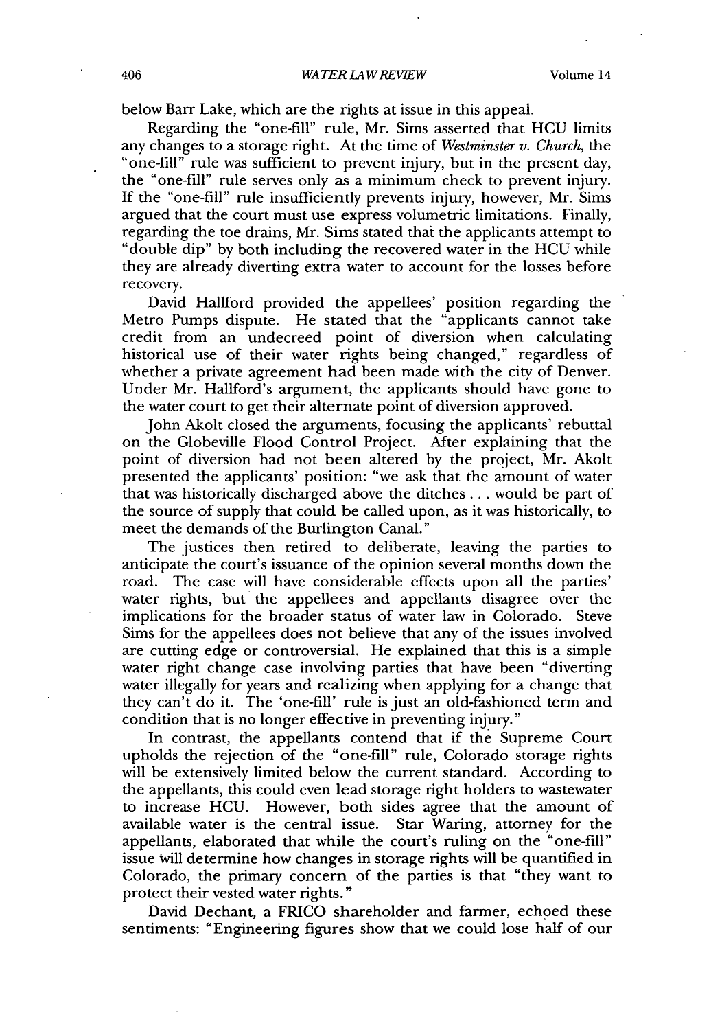below Barr Lake, which are the rights at issue in this appeal.

Regarding the "one-fill" rule, Mr. Sims asserted that HCU limits any changes to a storage right. At the time of *Westminster v. Church*, the "one-fill" rule was sufficient to prevent injury, but in the present day, the "one-fill" rule serves only as a minimum check to prevent injury. If the "one-fill" rule insufficiently prevents injury, however, Mr. Sims argued that the court must use express volumetric limitations. Finally, regarding the toe drains, Mr. Sims stated that the applicants attempt to "double dip" by both including the recovered water in the HCU while they are already diverting extra water to account for the losses before recovery.

David Hallford provided the appellees' position regarding the Metro Pumps dispute. He stated that the "applicants cannot take credit from an undecreed point of diversion when calculating historical use of their water rights being changed," regardless of whether a private agreement had been made with the city of Denver. Under Mr. Hallford's argument, the applicants should have gone to the water court to get their alternate point of diversion approved.

John Akolt closed the arguments, focusing the applicants' rebuttal on the Globeville Flood Control Project. After explaining that the point of diversion had not been altered by the project, Mr. Akolt presented the applicants' position: "we ask that the amount of water that was historically discharged above the ditches . . . would be part of the source of supply that could be called upon, as it was historically, to meet the demands of the Burlington Canal."

The justices then retired to deliberate, leaving the parties to anticipate the court's issuance of the opinion several months down the road. The case will have considerable effects upon all the parties' water rights, but the appellees and appellants disagree over the implications for the broader status of water law in Colorado. Steve Sims for the appellees does not believe that any of the issues involved are cutting edge or controversial. He explained that this is a simple water right change case involving parties that have been "diverting water illegally for years and realizing when applying for a change that they can't do it. The 'one-fill' rule is just an old-fashioned term and condition that is no longer effective in preventing injury."

In contrast, the appellants contend that if the Supreme Court upholds the rejection of the "one-fill" rule, Colorado storage rights will be extensively limited below the current standard. According to the appellants, this could even lead storage right holders to wastewater to increase HCU. However, both sides agree that the amount of available water is the central issue. Star Waring, attorney for the appellants, elaborated that while the court's ruling on the "one-fill" issue will determine how changes in storage rights will be quantified in Colorado, the primary concern of the parties is that "they want to protect their vested water rights."

David Dechant, a FRICO shareholder and farmer, echoed these sentiments: "Engineering figures show that we could lose half of our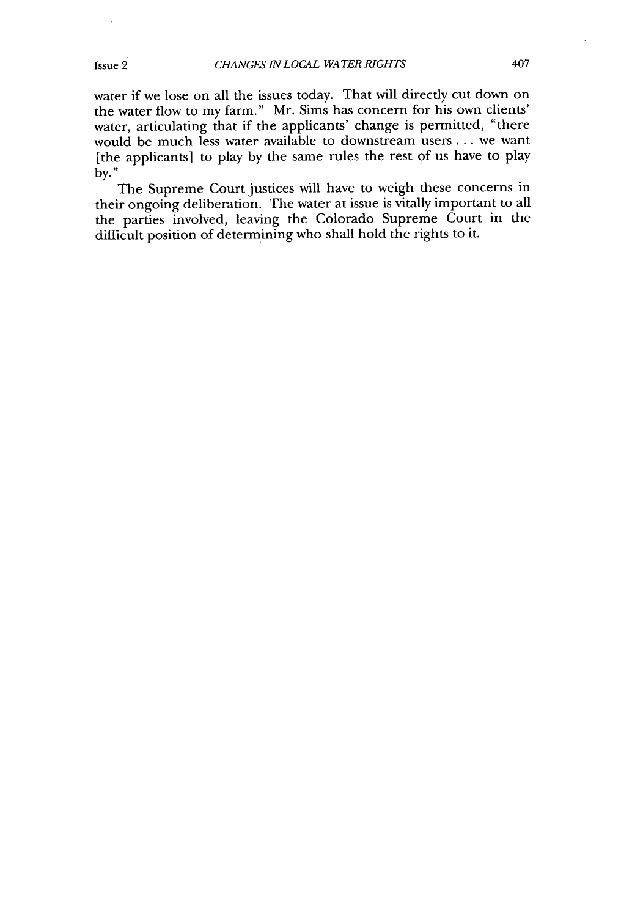water if we lose on all the issues today. That will directly cut down on the water flow to my farm." Mr. Sims has concern for his own clients' water, articulating that if the applicants' change is permitted, "there would be much less water available to downstream users . . . we want [the applicants] to play by the same rules the rest of us have to play by."

The Supreme Court justices will have to weigh these concerns in their ongoing deliberation. The water at issue is vitally important to all the parties involved, leaving the Colorado Supreme Court in the difficult position of determining who shall hold the rights to it.